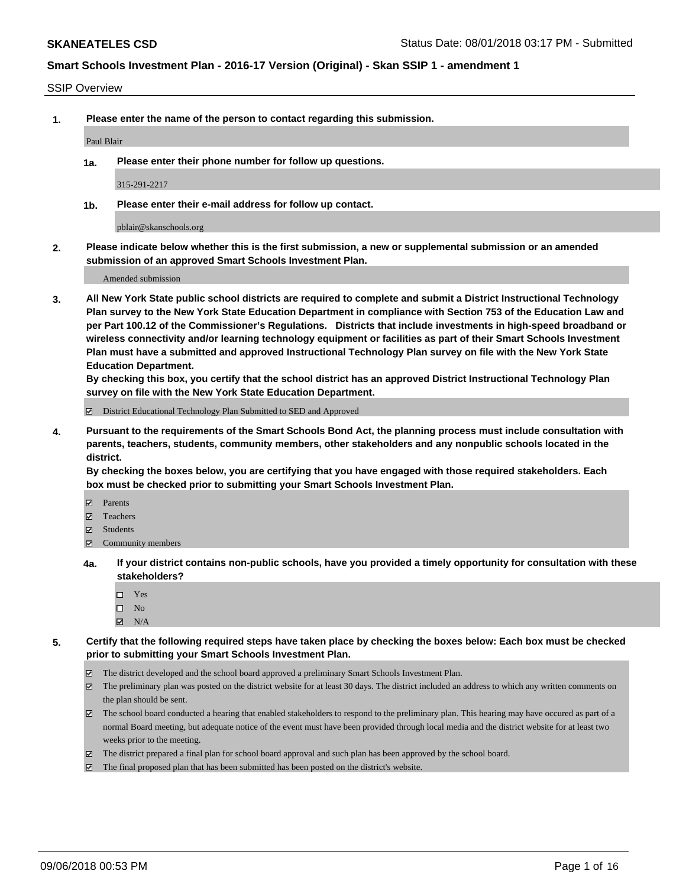**SKANEATELES CSD**

**Smart Schools Investment Plan - 2016-17 Version (Original) - Skan SSIP 1 - amendment 1**

SSIP Overview

**1. Please enter the name of the person to contact regarding this submission.**

Paul Blair

**1a. Please enter their phone number for follow up questions.**

315-291-2217

**1b. Please enter their e-mail address for follow up contact.**

pblair@skanschools.org

**2. Please indicate below whether this is the first submission, a new or supplemental submission or an amended submission of an approved Smart Schools Investment Plan.**

Amended submission

**3. All New York State public school districts are required to complete and submit a District Instructional Technology Plan survey to the New York State Education Department in compliance with Section 753 of the Education Law and per Part 100.12 of the Commissioner's Regulations. Districts that include investments in high-speed broadband or wireless connectivity and/or learning technology equipment or facilities as part of their Smart Schools Investment Plan must have a submitted and approved Instructional Technology Plan survey on file with the New York State Education Department.**
**By checking this box, you certify that the school district has an approved District Instructional Technology Plan survey on file with the New York State Education Department.**

☑ District Educational Technology Plan Submitted to SED and Approved

**4. Pursuant to the requirements of the Smart Schools Bond Act, the planning process must include consultation with parents, teachers, students, community members, other stakeholders and any nonpublic schools located in the district.**
**By checking the boxes below, you are certifying that you have engaged with those required stakeholders. Each box must be checked prior to submitting your Smart Schools Investment Plan.**

☑ Parents
☑ Teachers
☑ Students
☑ Community members

**4a. If your district contains non-public schools, have you provided a timely opportunity for consultation with these stakeholders?**

☐ Yes
☐ No
☑ N/A

**5. Certify that the following required steps have taken place by checking the boxes below: Each box must be checked prior to submitting your Smart Schools Investment Plan.**

☑ The district developed and the school board approved a preliminary Smart Schools Investment Plan.
☑ The preliminary plan was posted on the district website for at least 30 days. The district included an address to which any written comments on the plan should be sent.
☑ The school board conducted a hearing that enabled stakeholders to respond to the preliminary plan. This hearing may have occured as part of a normal Board meeting, but adequate notice of the event must have been provided through local media and the district website for at least two weeks prior to the meeting.
☑ The district prepared a final plan for school board approval and such plan has been approved by the school board.
☑ The final proposed plan that has been submitted has been posted on the district's website.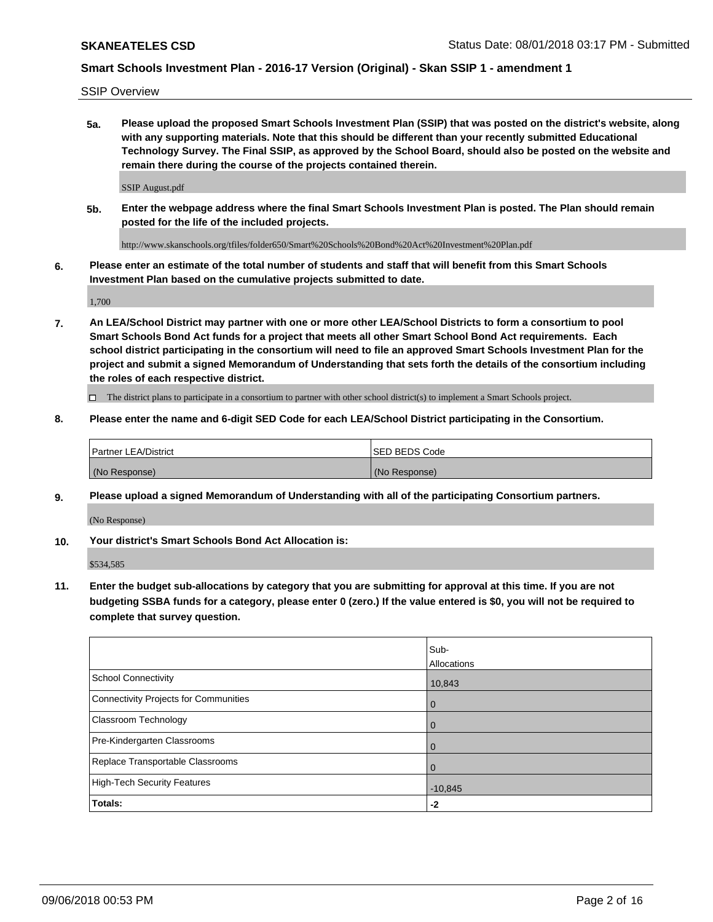SSIP Overview

**5a. Please upload the proposed Smart Schools Investment Plan (SSIP) that was posted on the district's website, along with any supporting materials. Note that this should be different than your recently submitted Educational Technology Survey. The Final SSIP, as approved by the School Board, should also be posted on the website and remain there during the course of the projects contained therein.**

SSIP August.pdf

**5b. Enter the webpage address where the final Smart Schools Investment Plan is posted. The Plan should remain posted for the life of the included projects.**

http://www.skanschools.org/tfiles/folder650/Smart%20Schools%20Bond%20Act%20Investment%20Plan.pdf

**6. Please enter an estimate of the total number of students and staff that will benefit from this Smart Schools Investment Plan based on the cumulative projects submitted to date.**

1,700

**7. An LEA/School District may partner with one or more other LEA/School Districts to form a consortium to pool Smart Schools Bond Act funds for a project that meets all other Smart School Bond Act requirements. Each school district participating in the consortium will need to file an approved Smart Schools Investment Plan for the project and submit a signed Memorandum of Understanding that sets forth the details of the consortium including the roles of each respective district.**

☐ The district plans to participate in a consortium to partner with other school district(s) to implement a Smart Schools project.

**8. Please enter the name and 6-digit SED Code for each LEA/School District participating in the Consortium.**

| Partner LEA/District | SED BEDS Code |
|---|---|
| (No Response) | (No Response) |

**9. Please upload a signed Memorandum of Understanding with all of the participating Consortium partners.**

(No Response)

**10. Your district's Smart Schools Bond Act Allocation is:**

$534,585

**11. Enter the budget sub-allocations by category that you are submitting for approval at this time. If you are not budgeting SSBA funds for a category, please enter 0 (zero.) If the value entered is $0, you will not be required to complete that survey question.**

| | Sub-Allocations |
|---|---|
| School Connectivity | 10,843 |
| Connectivity Projects for Communities | 0 |
| Classroom Technology | 0 |
| Pre-Kindergarten Classrooms | 0 |
| Replace Transportable Classrooms | 0 |
| High-Tech Security Features | -10,845 |
| **Totals:** | **-2** |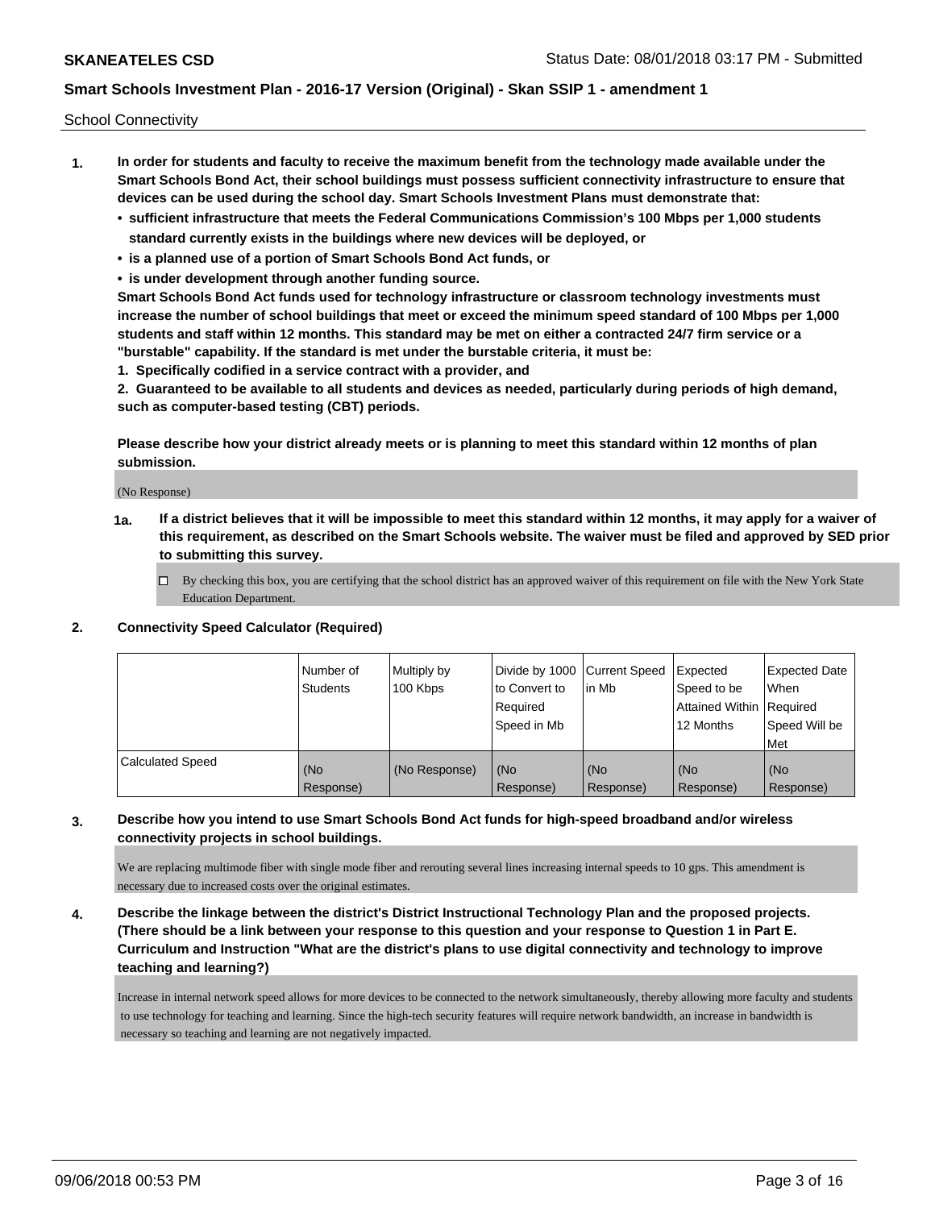School Connectivity

1. **In order for students and faculty to receive the maximum benefit from the technology made available under the Smart Schools Bond Act, their school buildings must possess sufficient connectivity infrastructure to ensure that devices can be used during the school day. Smart Schools Investment Plans must demonstrate that:**
   - **sufficient infrastructure that meets the Federal Communications Commission's 100 Mbps per 1,000 students standard currently exists in the buildings where new devices will be deployed, or**
   - **is a planned use of a portion of Smart Schools Bond Act funds, or**
   - **is under development through another funding source.**

   **Smart Schools Bond Act funds used for technology infrastructure or classroom technology investments must increase the number of school buildings that meet or exceed the minimum speed standard of 100 Mbps per 1,000 students and staff within 12 months. This standard may be met on either a contracted 24/7 firm service or a "burstable" capability. If the standard is met under the burstable criteria, it must be:**

   **1. Specifically codified in a service contract with a provider, and**

   **2. Guaranteed to be available to all students and devices as needed, particularly during periods of high demand, such as computer-based testing (CBT) periods.**

   **Please describe how your district already meets or is planning to meet this standard within 12 months of plan submission.**

   (No Response)

   **1a. If a district believes that it will be impossible to meet this standard within 12 months, it may apply for a waiver of this requirement, as described on the Smart Schools website. The waiver must be filed and approved by SED prior to submitting this survey.**

   ☐ By checking this box, you are certifying that the school district has an approved waiver of this requirement on file with the New York State Education Department.

2. **Connectivity Speed Calculator (Required)**

| | Number of Students | Multiply by 100 Kbps | Divide by 1000 to Convert to Required Speed in Mb | Current Speed in Mb | Expected Speed to be Attained Within 12 Months | Expected Date When Required Speed Will be Met |
|---|---|---|---|---|---|---|
| Calculated Speed | (No Response) | (No Response) | (No Response) | (No Response) | (No Response) | (No Response) |

3. **Describe how you intend to use Smart Schools Bond Act funds for high-speed broadband and/or wireless connectivity projects in school buildings.**

   We are replacing multimode fiber with single mode fiber and rerouting several lines increasing internal speeds to 10 gps. This amendment is necessary due to increased costs over the original estimates.

4. **Describe the linkage between the district's District Instructional Technology Plan and the proposed projects. (There should be a link between your response to this question and your response to Question 1 in Part E. Curriculum and Instruction "What are the district's plans to use digital connectivity and technology to improve teaching and learning?)**

   Increase in internal network speed allows for more devices to be connected to the network simultaneously, thereby allowing more faculty and students to use technology for teaching and learning. Since the high-tech security features will require network bandwidth, an increase in bandwidth is necessary so teaching and learning are not negatively impacted.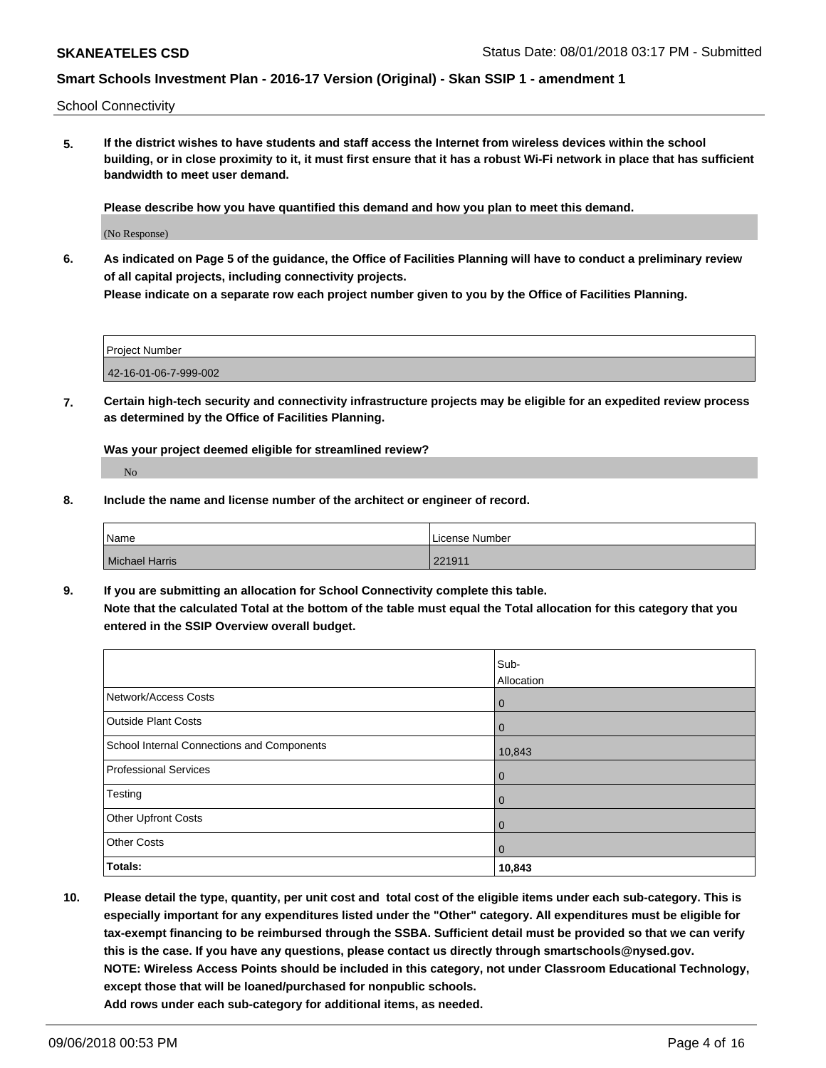School Connectivity

**5. If the district wishes to have students and staff access the Internet from wireless devices within the school building, or in close proximity to it, it must first ensure that it has a robust Wi-Fi network in place that has sufficient bandwidth to meet user demand.**

**Please describe how you have quantified this demand and how you plan to meet this demand.**

(No Response)

**6. As indicated on Page 5 of the guidance, the Office of Facilities Planning will have to conduct a preliminary review of all capital projects, including connectivity projects.**

**Please indicate on a separate row each project number given to you by the Office of Facilities Planning.**

| Project Number |
| --- |
| 42-16-01-06-7-999-002 |

**7. Certain high-tech security and connectivity infrastructure projects may be eligible for an expedited review process as determined by the Office of Facilities Planning.**

**Was your project deemed eligible for streamlined review?**

No

**8. Include the name and license number of the architect or engineer of record.**

| Name | License Number |
| --- | --- |
| Michael Harris | 221911 |

**9. If you are submitting an allocation for School Connectivity complete this table.**

**Note that the calculated Total at the bottom of the table must equal the Total allocation for this category that you entered in the SSIP Overview overall budget.**

| | Sub-Allocation |
| --- | --- |
| Network/Access Costs | 0 |
| Outside Plant Costs | 0 |
| School Internal Connections and Components | 10,843 |
| Professional Services | 0 |
| Testing | 0 |
| Other Upfront Costs | 0 |
| Other Costs | 0 |
| **Totals:** | **10,843** |

**10. Please detail the type, quantity, per unit cost and total cost of the eligible items under each sub-category. This is especially important for any expenditures listed under the "Other" category. All expenditures must be eligible for tax-exempt financing to be reimbursed through the SSBA. Sufficient detail must be provided so that we can verify this is the case. If you have any questions, please contact us directly through smartschools@nysed.gov.**

**NOTE: Wireless Access Points should be included in this category, not under Classroom Educational Technology, except those that will be loaned/purchased for nonpublic schools.**

**Add rows under each sub-category for additional items, as needed.**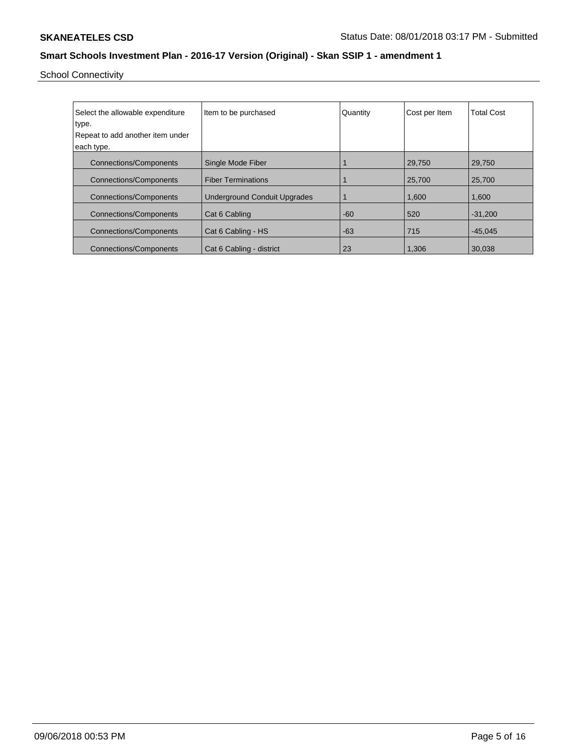School Connectivity

| Select the allowable expenditure type. Repeat to add another item under each type. | Item to be purchased | Quantity | Cost per Item | Total Cost |
|---|---|---|---|---|
| Connections/Components | Single Mode Fiber | 1 | 29,750 | 29,750 |
| Connections/Components | Fiber Terminations | 1 | 25,700 | 25,700 |
| Connections/Components | Underground Conduit Upgrades | 1 | 1,600 | 1,600 |
| Connections/Components | Cat 6 Cabling | -60 | 520 | -31,200 |
| Connections/Components | Cat 6 Cabling - HS | -63 | 715 | -45,045 |
| Connections/Components | Cat 6 Cabling - district | 23 | 1,306 | 30,038 |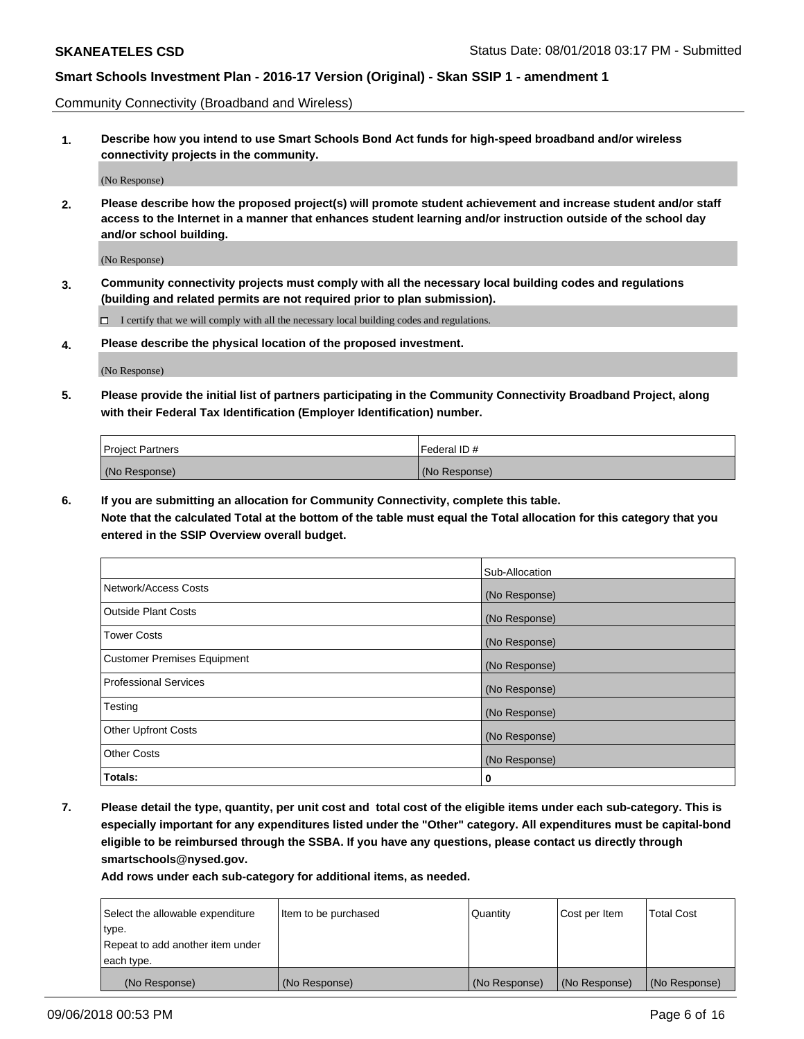Community Connectivity (Broadband and Wireless)

**1. Describe how you intend to use Smart Schools Bond Act funds for high-speed broadband and/or wireless connectivity projects in the community.**

(No Response)

**2. Please describe how the proposed project(s) will promote student achievement and increase student and/or staff access to the Internet in a manner that enhances student learning and/or instruction outside of the school day and/or school building.**

(No Response)

**3. Community connectivity projects must comply with all the necessary local building codes and regulations (building and related permits are not required prior to plan submission).**

☐ I certify that we will comply with all the necessary local building codes and regulations.

**4. Please describe the physical location of the proposed investment.**

(No Response)

**5. Please provide the initial list of partners participating in the Community Connectivity Broadband Project, along with their Federal Tax Identification (Employer Identification) number.**

| Project Partners | Federal ID # |
|---|---|
| (No Response) | (No Response) |

**6. If you are submitting an allocation for Community Connectivity, complete this table. Note that the calculated Total at the bottom of the table must equal the Total allocation for this category that you entered in the SSIP Overview overall budget.**

| | Sub-Allocation |
|---|---|
| Network/Access Costs | (No Response) |
| Outside Plant Costs | (No Response) |
| Tower Costs | (No Response) |
| Customer Premises Equipment | (No Response) |
| Professional Services | (No Response) |
| Testing | (No Response) |
| Other Upfront Costs | (No Response) |
| Other Costs | (No Response) |
| **Totals:** | **0** |

**7. Please detail the type, quantity, per unit cost and total cost of the eligible items under each sub-category. This is especially important for any expenditures listed under the "Other" category. All expenditures must be capital-bond eligible to be reimbursed through the SSBA. If you have any questions, please contact us directly through smartschools@nysed.gov.**

**Add rows under each sub-category for additional items, as needed.**

| Select the allowable expenditure type. Repeat to add another item under each type. | Item to be purchased | Quantity | Cost per Item | Total Cost |
|---|---|---|---|---|
| (No Response) | (No Response) | (No Response) | (No Response) | (No Response) |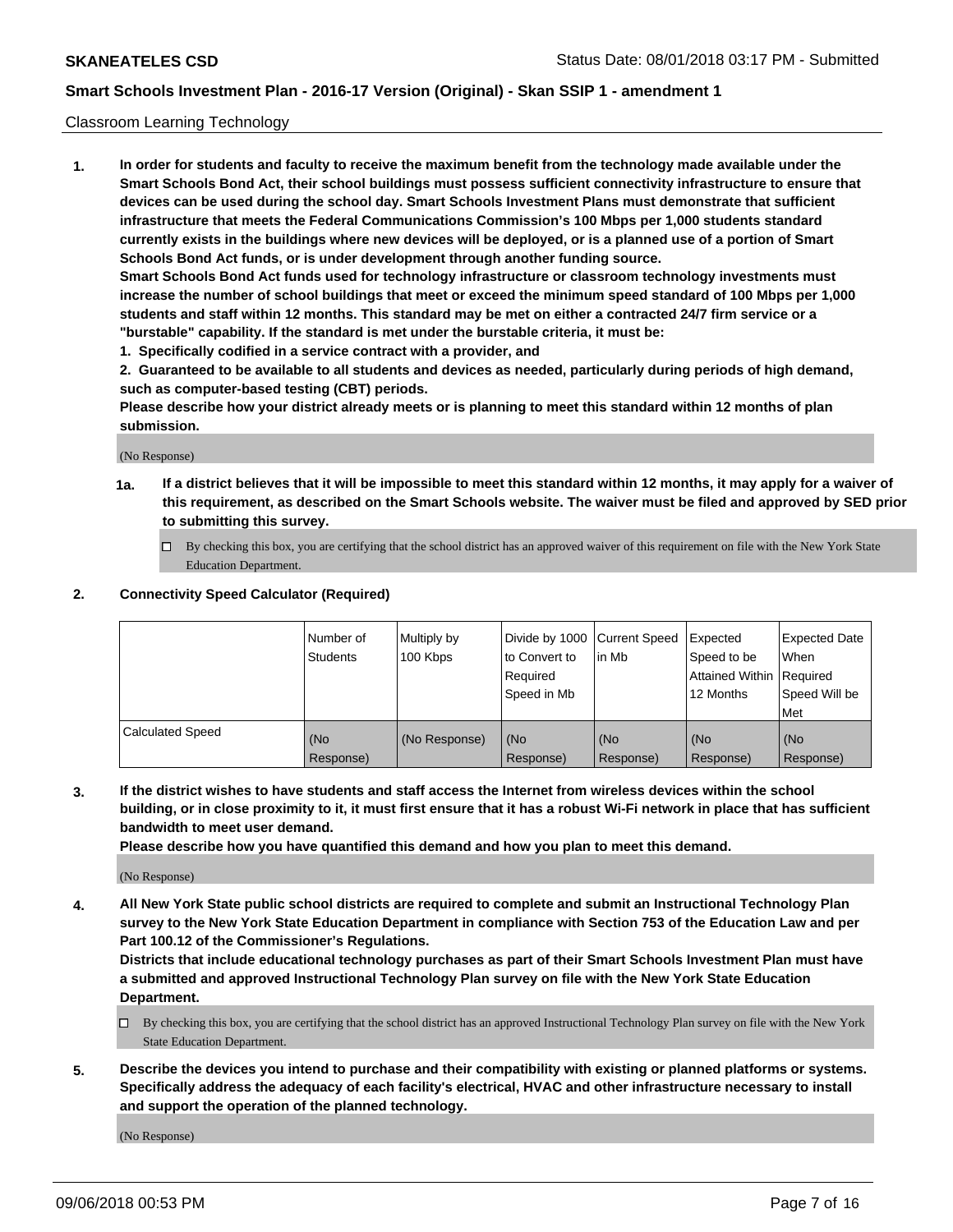Classroom Learning Technology

**1. In order for students and faculty to receive the maximum benefit from the technology made available under the Smart Schools Bond Act, their school buildings must possess sufficient connectivity infrastructure to ensure that devices can be used during the school day. Smart Schools Investment Plans must demonstrate that sufficient infrastructure that meets the Federal Communications Commission's 100 Mbps per 1,000 students standard currently exists in the buildings where new devices will be deployed, or is a planned use of a portion of Smart Schools Bond Act funds, or is under development through another funding source.**

**Smart Schools Bond Act funds used for technology infrastructure or classroom technology investments must increase the number of school buildings that meet or exceed the minimum speed standard of 100 Mbps per 1,000 students and staff within 12 months. This standard may be met on either a contracted 24/7 firm service or a "burstable" capability. If the standard is met under the burstable criteria, it must be:**

**1. Specifically codified in a service contract with a provider, and**

**2. Guaranteed to be available to all students and devices as needed, particularly during periods of high demand, such as computer-based testing (CBT) periods.**

**Please describe how your district already meets or is planning to meet this standard within 12 months of plan submission.**

(No Response)

**1a. If a district believes that it will be impossible to meet this standard within 12 months, it may apply for a waiver of this requirement, as described on the Smart Schools website. The waiver must be filed and approved by SED prior to submitting this survey.**

☐ By checking this box, you are certifying that the school district has an approved waiver of this requirement on file with the New York State Education Department.

**2. Connectivity Speed Calculator (Required)**

| | Number of Students | Multiply by 100 Kbps | Divide by 1000 to Convert to Required Speed in Mb | Current Speed in Mb | Expected Speed to be Attained Within 12 Months | Expected Date When Required Speed Will be Met |
|---|---|---|---|---|---|---|
| Calculated Speed | (No Response) | (No Response) | (No Response) | (No Response) | (No Response) | (No Response) |

**3. If the district wishes to have students and staff access the Internet from wireless devices within the school building, or in close proximity to it, it must first ensure that it has a robust Wi-Fi network in place that has sufficient bandwidth to meet user demand.**

**Please describe how you have quantified this demand and how you plan to meet this demand.**

(No Response)

**4. All New York State public school districts are required to complete and submit an Instructional Technology Plan survey to the New York State Education Department in compliance with Section 753 of the Education Law and per Part 100.12 of the Commissioner's Regulations.**

**Districts that include educational technology purchases as part of their Smart Schools Investment Plan must have a submitted and approved Instructional Technology Plan survey on file with the New York State Education Department.**

☐ By checking this box, you are certifying that the school district has an approved Instructional Technology Plan survey on file with the New York State Education Department.

**5. Describe the devices you intend to purchase and their compatibility with existing or planned platforms or systems. Specifically address the adequacy of each facility's electrical, HVAC and other infrastructure necessary to install and support the operation of the planned technology.**

(No Response)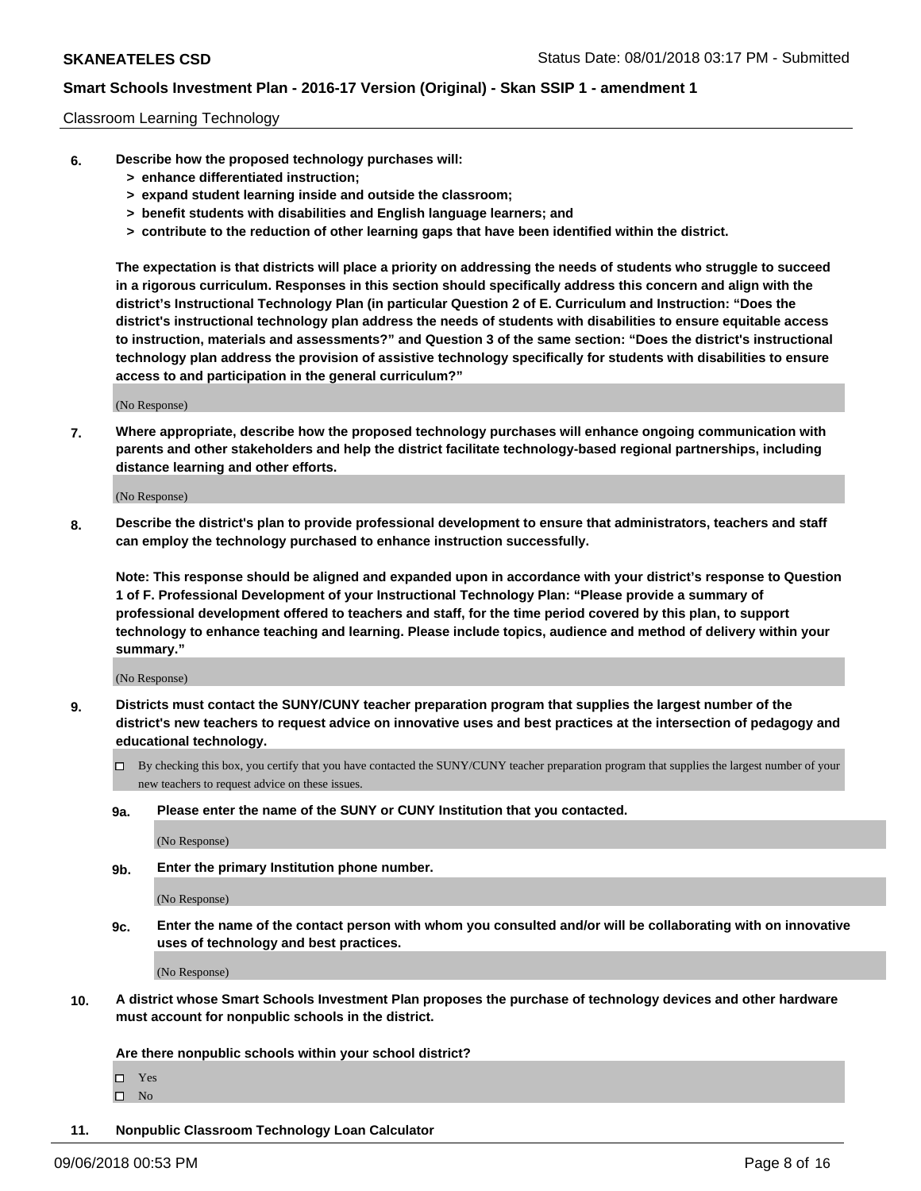Classroom Learning Technology

**6. Describe how the proposed technology purchases will:**

- **> enhance differentiated instruction;**
- **> expand student learning inside and outside the classroom;**
- **> benefit students with disabilities and English language learners; and**
- **> contribute to the reduction of other learning gaps that have been identified within the district.**

**The expectation is that districts will place a priority on addressing the needs of students who struggle to succeed in a rigorous curriculum. Responses in this section should specifically address this concern and align with the district's Instructional Technology Plan (in particular Question 2 of E. Curriculum and Instruction: "Does the district's instructional technology plan address the needs of students with disabilities to ensure equitable access to instruction, materials and assessments?" and Question 3 of the same section: "Does the district's instructional technology plan address the provision of assistive technology specifically for students with disabilities to ensure access to and participation in the general curriculum?"**

(No Response)

**7. Where appropriate, describe how the proposed technology purchases will enhance ongoing communication with parents and other stakeholders and help the district facilitate technology-based regional partnerships, including distance learning and other efforts.**

(No Response)

**8. Describe the district's plan to provide professional development to ensure that administrators, teachers and staff can employ the technology purchased to enhance instruction successfully.**

**Note: This response should be aligned and expanded upon in accordance with your district's response to Question 1 of F. Professional Development of your Instructional Technology Plan: "Please provide a summary of professional development offered to teachers and staff, for the time period covered by this plan, to support technology to enhance teaching and learning. Please include topics, audience and method of delivery within your summary."**

(No Response)

**9. Districts must contact the SUNY/CUNY teacher preparation program that supplies the largest number of the district's new teachers to request advice on innovative uses and best practices at the intersection of pedagogy and educational technology.**

☐ By checking this box, you certify that you have contacted the SUNY/CUNY teacher preparation program that supplies the largest number of your new teachers to request advice on these issues.

**9a. Please enter the name of the SUNY or CUNY Institution that you contacted.**

(No Response)

**9b. Enter the primary Institution phone number.**

(No Response)

**9c. Enter the name of the contact person with whom you consulted and/or will be collaborating with on innovative uses of technology and best practices.**

(No Response)

**10. A district whose Smart Schools Investment Plan proposes the purchase of technology devices and other hardware must account for nonpublic schools in the district.**

**Are there nonpublic schools within your school district?**

☐ Yes
☐ No

**11. Nonpublic Classroom Technology Loan Calculator**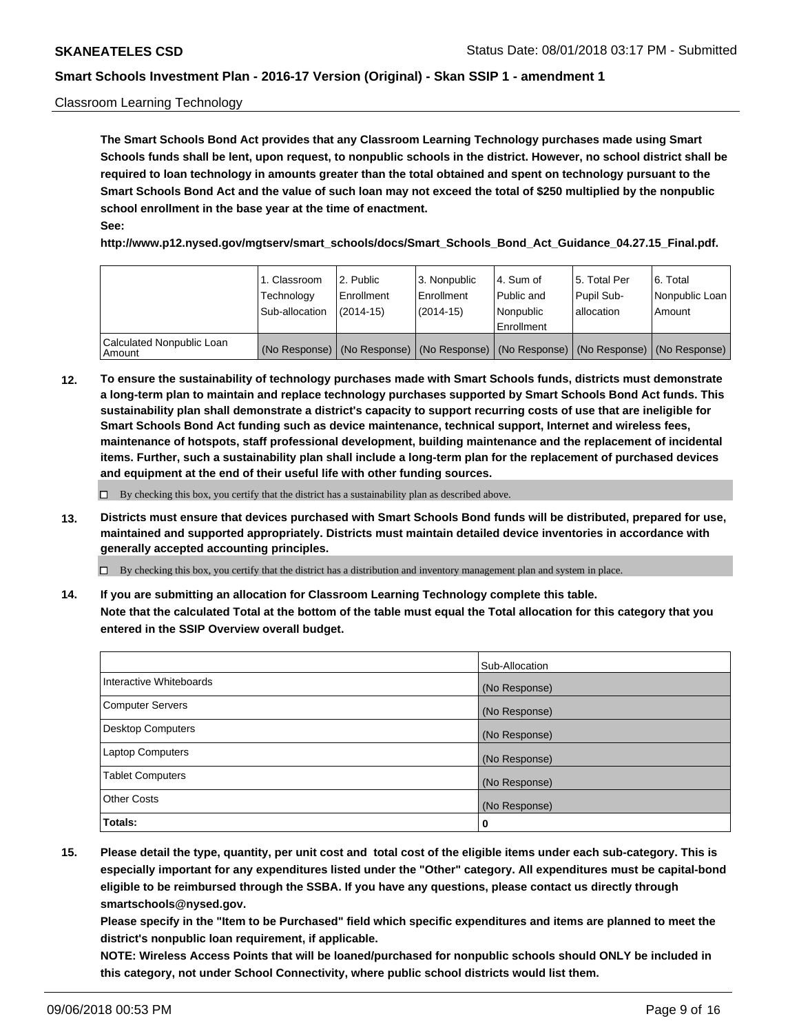Classroom Learning Technology

**The Smart Schools Bond Act provides that any Classroom Learning Technology purchases made using Smart Schools funds shall be lent, upon request, to nonpublic schools in the district. However, no school district shall be required to loan technology in amounts greater than the total obtained and spent on technology pursuant to the Smart Schools Bond Act and the value of such loan may not exceed the total of $250 multiplied by the nonpublic school enrollment in the base year at the time of enactment.**

**See:**

**http://www.p12.nysed.gov/mgtserv/smart_schools/docs/Smart_Schools_Bond_Act_Guidance_04.27.15_Final.pdf.**

| | 1. Classroom Technology Sub-allocation | 2. Public Enrollment (2014-15) | 3. Nonpublic Enrollment (2014-15) | 4. Sum of Public and Nonpublic Enrollment | 5. Total Per Pupil Sub-allocation | 6. Total Nonpublic Loan Amount |
|---|---|---|---|---|---|---|
| Calculated Nonpublic Loan Amount | (No Response) | (No Response) | (No Response) | (No Response) | (No Response) | (No Response) |

**12. To ensure the sustainability of technology purchases made with Smart Schools funds, districts must demonstrate a long-term plan to maintain and replace technology purchases supported by Smart Schools Bond Act funds. This sustainability plan shall demonstrate a district's capacity to support recurring costs of use that are ineligible for Smart Schools Bond Act funding such as device maintenance, technical support, Internet and wireless fees, maintenance of hotspots, staff professional development, building maintenance and the replacement of incidental items. Further, such a sustainability plan shall include a long-term plan for the replacement of purchased devices and equipment at the end of their useful life with other funding sources.**

☐ By checking this box, you certify that the district has a sustainability plan as described above.

**13. Districts must ensure that devices purchased with Smart Schools Bond funds will be distributed, prepared for use, maintained and supported appropriately. Districts must maintain detailed device inventories in accordance with generally accepted accounting principles.**

☐ By checking this box, you certify that the district has a distribution and inventory management plan and system in place.

**14. If you are submitting an allocation for Classroom Learning Technology complete this table. Note that the calculated Total at the bottom of the table must equal the Total allocation for this category that you entered in the SSIP Overview overall budget.**

| | Sub-Allocation |
|---|---|
| Interactive Whiteboards | (No Response) |
| Computer Servers | (No Response) |
| Desktop Computers | (No Response) |
| Laptop Computers | (No Response) |
| Tablet Computers | (No Response) |
| Other Costs | (No Response) |
| **Totals:** | **0** |

**15. Please detail the type, quantity, per unit cost and total cost of the eligible items under each sub-category. This is especially important for any expenditures listed under the "Other" category. All expenditures must be capital-bond eligible to be reimbursed through the SSBA. If you have any questions, please contact us directly through smartschools@nysed.gov.**

**Please specify in the "Item to be Purchased" field which specific expenditures and items are planned to meet the district's nonpublic loan requirement, if applicable.**

**NOTE: Wireless Access Points that will be loaned/purchased for nonpublic schools should ONLY be included in this category, not under School Connectivity, where public school districts would list them.**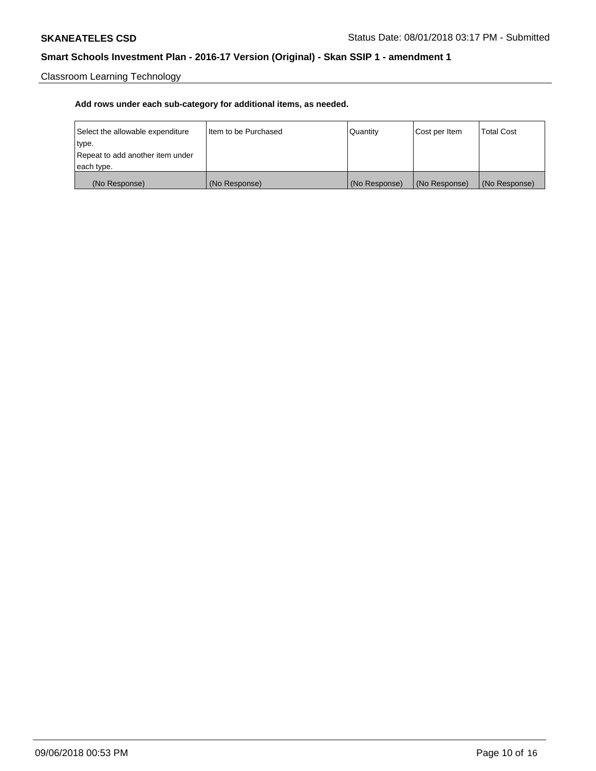Classroom Learning Technology

**Add rows under each sub-category for additional items, as needed.**

| Select the allowable expenditure type. Repeat to add another item under each type. | Item to be Purchased | Quantity | Cost per Item | Total Cost |
|---|---|---|---|---|
| (No Response) | (No Response) | (No Response) | (No Response) | (No Response) |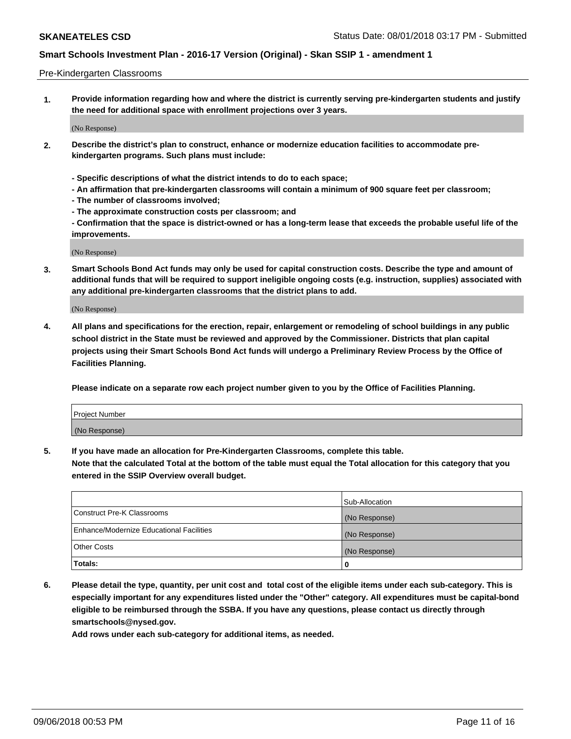Pre-Kindergarten Classrooms

**1. Provide information regarding how and where the district is currently serving pre-kindergarten students and justify the need for additional space with enrollment projections over 3 years.**

(No Response)

**2. Describe the district's plan to construct, enhance or modernize education facilities to accommodate pre-kindergarten programs. Such plans must include:**

**- Specific descriptions of what the district intends to do to each space;**
**- An affirmation that pre-kindergarten classrooms will contain a minimum of 900 square feet per classroom;**
**- The number of classrooms involved;**
**- The approximate construction costs per classroom; and**
**- Confirmation that the space is district-owned or has a long-term lease that exceeds the probable useful life of the improvements.**

(No Response)

**3. Smart Schools Bond Act funds may only be used for capital construction costs. Describe the type and amount of additional funds that will be required to support ineligible ongoing costs (e.g. instruction, supplies) associated with any additional pre-kindergarten classrooms that the district plans to add.**

(No Response)

**4. All plans and specifications for the erection, repair, enlargement or remodeling of school buildings in any public school district in the State must be reviewed and approved by the Commissioner. Districts that plan capital projects using their Smart Schools Bond Act funds will undergo a Preliminary Review Process by the Office of Facilities Planning.**

**Please indicate on a separate row each project number given to you by the Office of Facilities Planning.**

| Project Number |
|---|
| (No Response) |

**5. If you have made an allocation for Pre-Kindergarten Classrooms, complete this table.**
**Note that the calculated Total at the bottom of the table must equal the Total allocation for this category that you entered in the SSIP Overview overall budget.**

| | Sub-Allocation |
|---|---|
| Construct Pre-K Classrooms | (No Response) |
| Enhance/Modernize Educational Facilities | (No Response) |
| Other Costs | (No Response) |
| **Totals:** | **0** |

**6. Please detail the type, quantity, per unit cost and total cost of the eligible items under each sub-category. This is especially important for any expenditures listed under the "Other" category. All expenditures must be capital-bond eligible to be reimbursed through the SSBA. If you have any questions, please contact us directly through smartschools@nysed.gov.**
**Add rows under each sub-category for additional items, as needed.**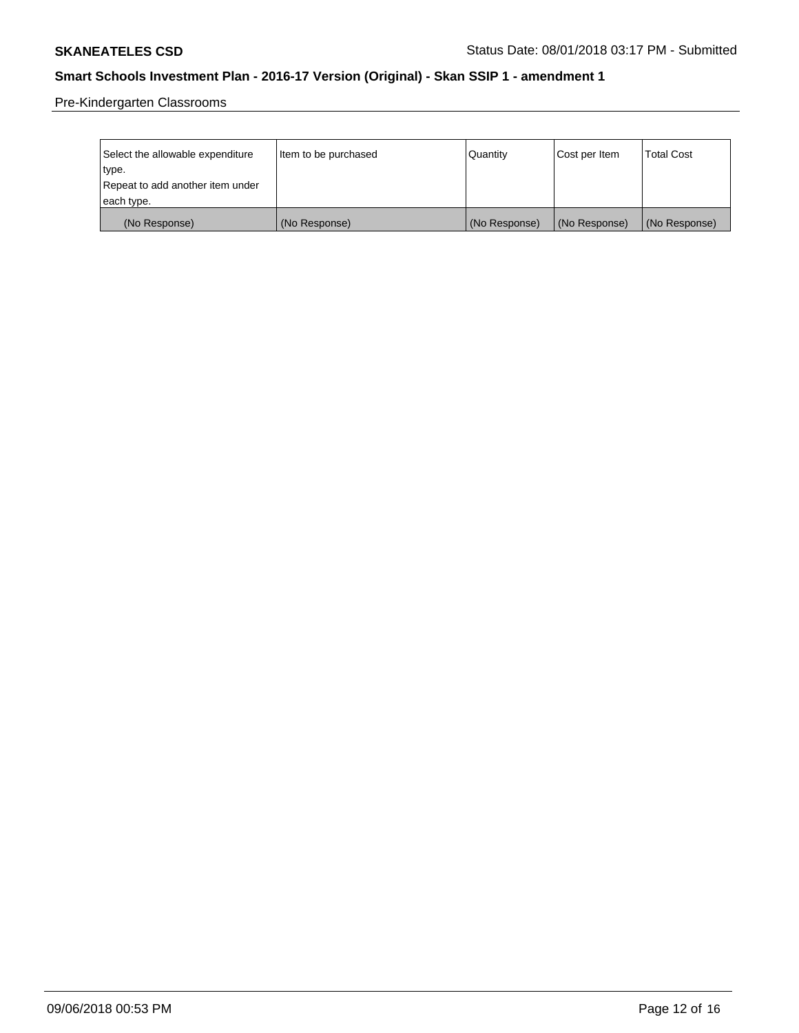Pre-Kindergarten Classrooms

| Select the allowable expenditure type. Repeat to add another item under each type. | Item to be purchased | Quantity | Cost per Item | Total Cost |
|---|---|---|---|---|
| (No Response) | (No Response) | (No Response) | (No Response) | (No Response) |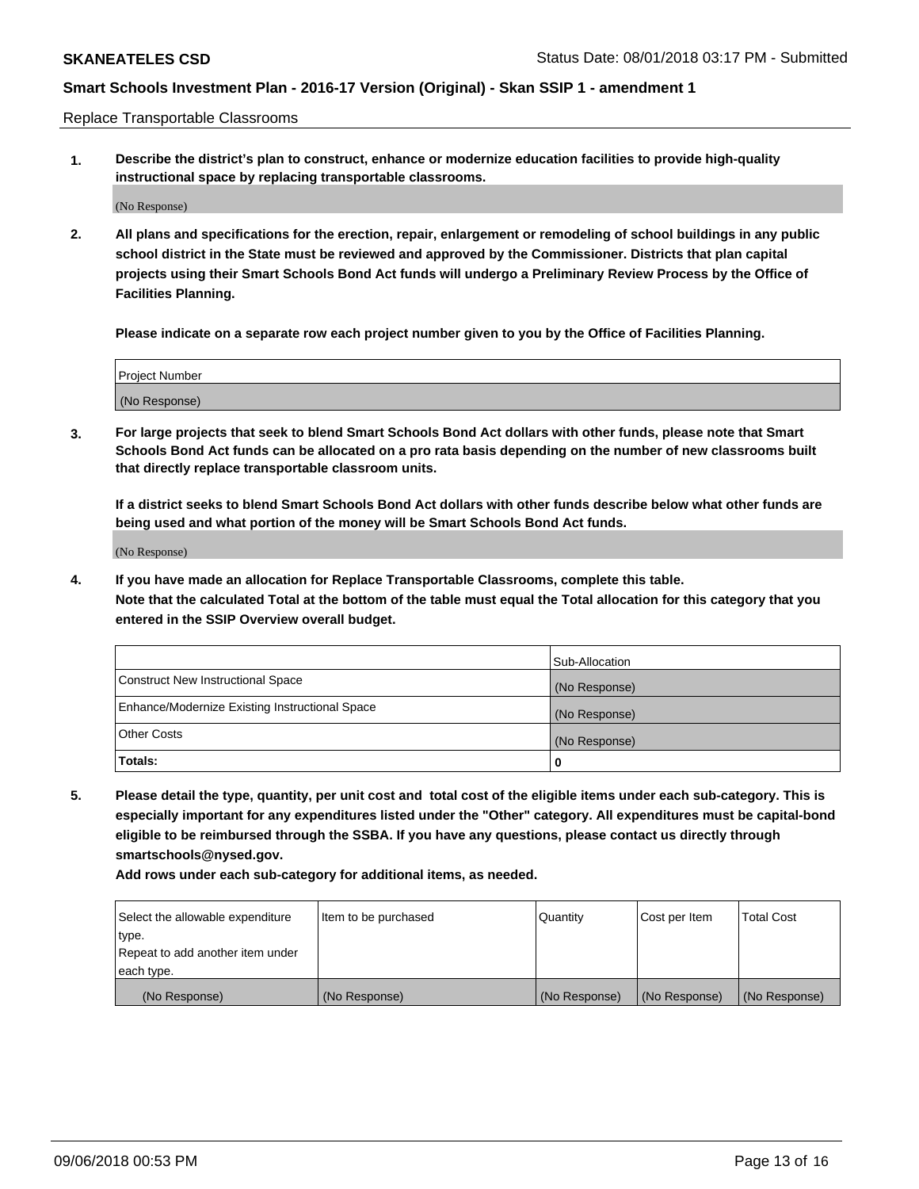Replace Transportable Classrooms

1. **Describe the district's plan to construct, enhance or modernize education facilities to provide high-quality instructional space by replacing transportable classrooms.**

(No Response)

2. **All plans and specifications for the erection, repair, enlargement or remodeling of school buildings in any public school district in the State must be reviewed and approved by the Commissioner. Districts that plan capital projects using their Smart Schools Bond Act funds will undergo a Preliminary Review Process by the Office of Facilities Planning.**

**Please indicate on a separate row each project number given to you by the Office of Facilities Planning.**

| Project Number |
|---|
| (No Response) |

3. **For large projects that seek to blend Smart Schools Bond Act dollars with other funds, please note that Smart Schools Bond Act funds can be allocated on a pro rata basis depending on the number of new classrooms built that directly replace transportable classroom units.**

**If a district seeks to blend Smart Schools Bond Act dollars with other funds describe below what other funds are being used and what portion of the money will be Smart Schools Bond Act funds.**

(No Response)

4. **If you have made an allocation for Replace Transportable Classrooms, complete this table.**
**Note that the calculated Total at the bottom of the table must equal the Total allocation for this category that you entered in the SSIP Overview overall budget.**

| | Sub-Allocation |
|---|---|
| Construct New Instructional Space | (No Response) |
| Enhance/Modernize Existing Instructional Space | (No Response) |
| Other Costs | (No Response) |
| **Totals:** | **0** |

5. **Please detail the type, quantity, per unit cost and total cost of the eligible items under each sub-category. This is especially important for any expenditures listed under the "Other" category. All expenditures must be capital-bond eligible to be reimbursed through the SSBA. If you have any questions, please contact us directly through smartschools@nysed.gov.**

**Add rows under each sub-category for additional items, as needed.**

| Select the allowable expenditure type. Repeat to add another item under each type. | Item to be purchased | Quantity | Cost per Item | Total Cost |
|---|---|---|---|---|
| (No Response) | (No Response) | (No Response) | (No Response) | (No Response) |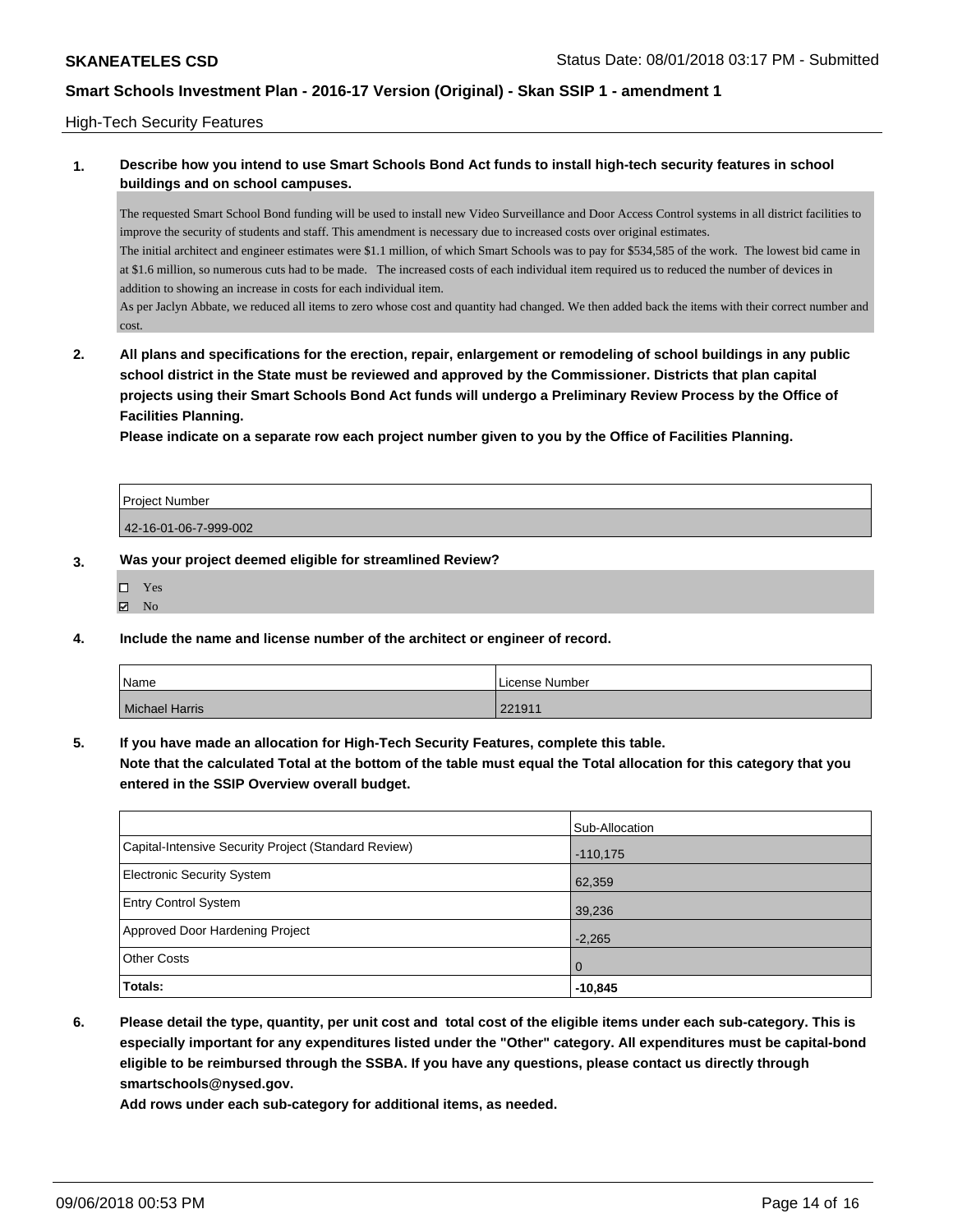High-Tech Security Features

**1. Describe how you intend to use Smart Schools Bond Act funds to install high-tech security features in school buildings and on school campuses.**

The requested Smart School Bond funding will be used to install new Video Surveillance and Door Access Control systems in all district facilities to improve the security of students and staff. This amendment is necessary due to increased costs over original estimates.
The initial architect and engineer estimates were $1.1 million, of which Smart Schools was to pay for $534,585 of the work. The lowest bid came in at $1.6 million, so numerous cuts had to be made. The increased costs of each individual item required us to reduced the number of devices in addition to showing an increase in costs for each individual item.
As per Jaclyn Abbate, we reduced all items to zero whose cost and quantity had changed. We then added back the items with their correct number and cost.

**2. All plans and specifications for the erection, repair, enlargement or remodeling of school buildings in any public school district in the State must be reviewed and approved by the Commissioner. Districts that plan capital projects using their Smart Schools Bond Act funds will undergo a Preliminary Review Process by the Office of Facilities Planning.**
**Please indicate on a separate row each project number given to you by the Office of Facilities Planning.**

| Project Number |
|---|
| 42-16-01-06-7-999-002 |

**3. Was your project deemed eligible for streamlined Review?**

☐ Yes
☑ No

**4. Include the name and license number of the architect or engineer of record.**

| Name | License Number |
|---|---|
| Michael Harris | 221911 |

**5. If you have made an allocation for High-Tech Security Features, complete this table.**
**Note that the calculated Total at the bottom of the table must equal the Total allocation for this category that you entered in the SSIP Overview overall budget.**

| | Sub-Allocation |
|---|---|
| Capital-Intensive Security Project (Standard Review) | -110,175 |
| Electronic Security System | 62,359 |
| Entry Control System | 39,236 |
| Approved Door Hardening Project | -2,265 |
| Other Costs | 0 |
| **Totals:** | **-10,845** |

**6. Please detail the type, quantity, per unit cost and total cost of the eligible items under each sub-category. This is especially important for any expenditures listed under the "Other" category. All expenditures must be capital-bond eligible to be reimbursed through the SSBA. If you have any questions, please contact us directly through smartschools@nysed.gov.**
**Add rows under each sub-category for additional items, as needed.**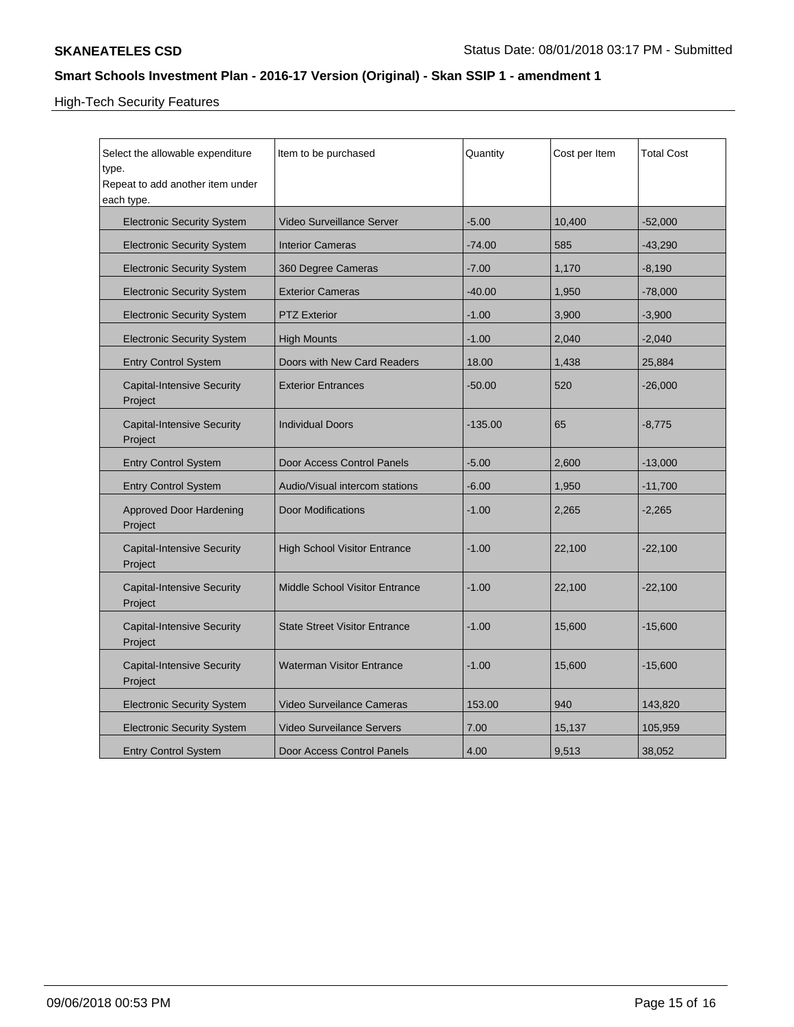**SKANEATELES CSD**

Status Date: 08/01/2018 03:17 PM - Submitted

## Smart Schools Investment Plan - 2016-17 Version (Original) - Skan SSIP 1 - amendment 1

High-Tech Security Features

| Select the allowable expenditure type. Repeat to add another item under each type. | Item to be purchased | Quantity | Cost per Item | Total Cost |
|---|---|---|---|---|
| Electronic Security System | Video Surveillance Server | -5.00 | 10,400 | -52,000 |
| Electronic Security System | Interior Cameras | -74.00 | 585 | -43,290 |
| Electronic Security System | 360 Degree Cameras | -7.00 | 1,170 | -8,190 |
| Electronic Security System | Exterior Cameras | -40.00 | 1,950 | -78,000 |
| Electronic Security System | PTZ Exterior | -1.00 | 3,900 | -3,900 |
| Electronic Security System | High Mounts | -1.00 | 2,040 | -2,040 |
| Entry Control System | Doors with New Card Readers | 18.00 | 1,438 | 25,884 |
| Capital-Intensive Security Project | Exterior Entrances | -50.00 | 520 | -26,000 |
| Capital-Intensive Security Project | Individual Doors | -135.00 | 65 | -8,775 |
| Entry Control System | Door Access Control Panels | -5.00 | 2,600 | -13,000 |
| Entry Control System | Audio/Visual intercom stations | -6.00 | 1,950 | -11,700 |
| Approved Door Hardening Project | Door Modifications | -1.00 | 2,265 | -2,265 |
| Capital-Intensive Security Project | High School Visitor Entrance | -1.00 | 22,100 | -22,100 |
| Capital-Intensive Security Project | Middle School Visitor Entrance | -1.00 | 22,100 | -22,100 |
| Capital-Intensive Security Project | State Street Visitor Entrance | -1.00 | 15,600 | -15,600 |
| Capital-Intensive Security Project | Waterman Visitor Entrance | -1.00 | 15,600 | -15,600 |
| Electronic Security System | Video Surveilance Cameras | 153.00 | 940 | 143,820 |
| Electronic Security System | Video Surveilance Servers | 7.00 | 15,137 | 105,959 |
| Entry Control System | Door Access Control Panels | 4.00 | 9,513 | 38,052 |